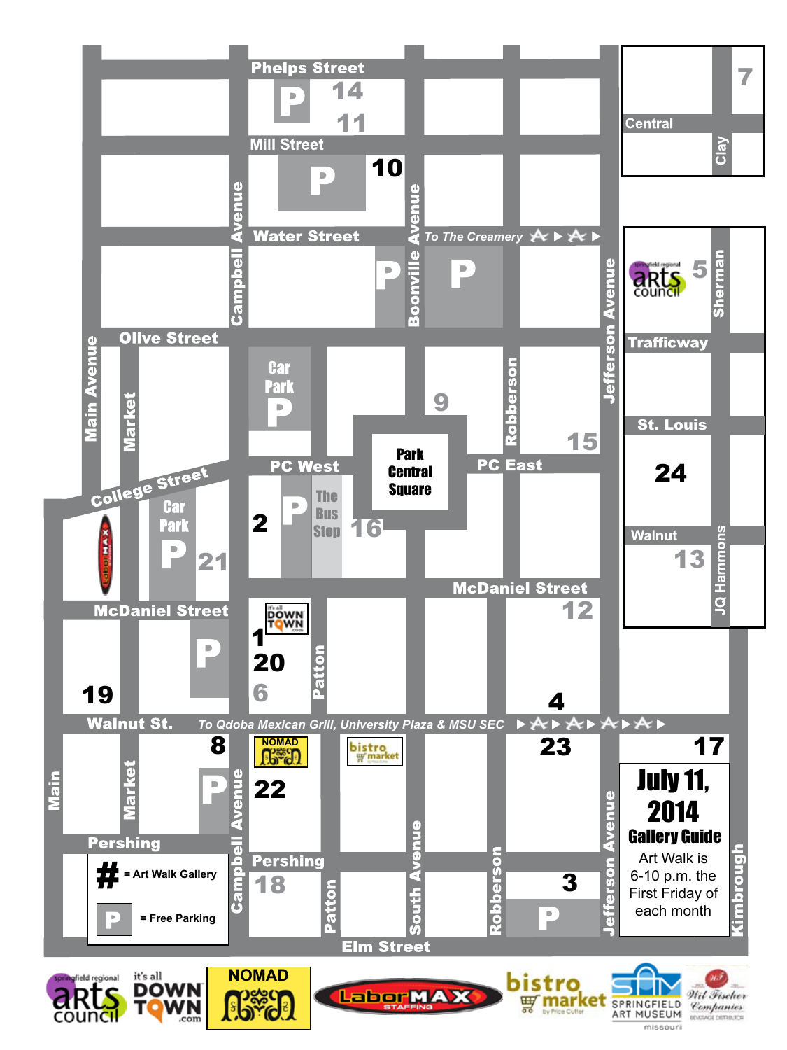# July 11, 2014

## Gallery Guide

Art Walk is 6-10 p.m. the First Friday of each month

**#** = Art Walk Gallery

**P** = Free Parking

Phelps Street

Mill Street

Water Street

To The Creamery

Olive Street

College Street

PC West

PC East

Park Central Square

The Bus Stop

Car Park

McDaniel Street

Walnut St.

To Qdoba Mexican Grill, University Plaza & MSU SEC

Pershing

Elm Street

Main Avenue

Market

Campbell Avenue

Boonville Avenue

Patton

South Avenue

Robberson

Jefferson Avenue

Kimbrough

Central

Clay

Sherman

Trafficway

St. Louis

Walnut

JQ Hammons

1, 2, 3, 4, 5, 6, 7, 8, 9, 10, 11, 12, 13, 14, 15, 16, 17, 18, 19, 20, 21, 22, 23, 24

springfield regional arts council

it's all DOWNTOWN.com

NOMAD

LaborMAX STAFFING

bistro market by Price Cutter

SAM SPRINGFIELD ART MUSEUM missouri

Wil Fischer Companies BEVERAGE DISTRIBUTOR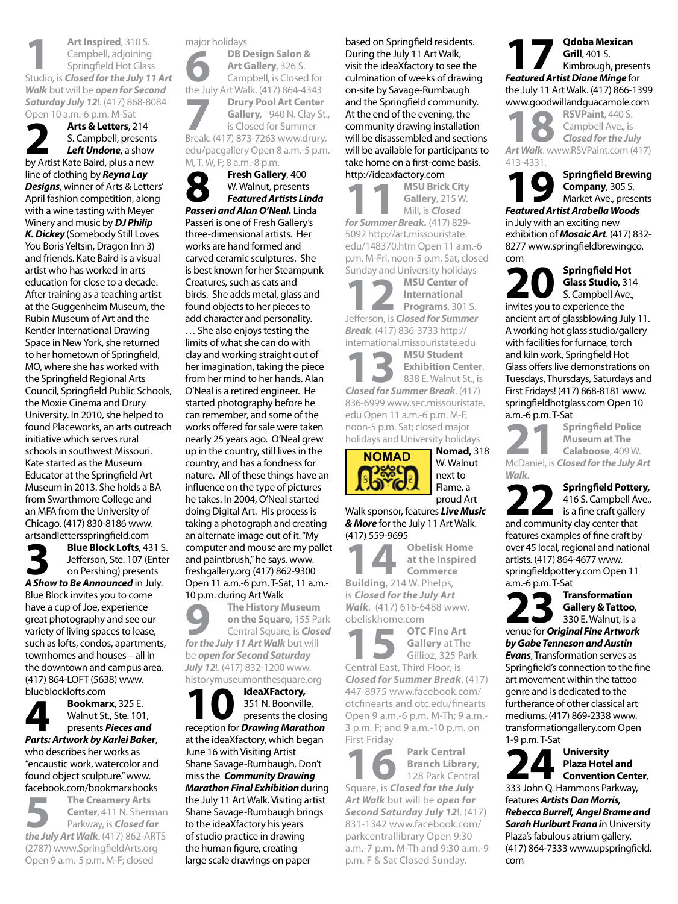**1** **Art Inspired**, 310 S. Campbell, adjoining Springfield Hot Glass Studio, is ***Closed for the July 11 Art Walk*** but will be ***open for Second Saturday July 12***!. (417) 868-8084 Open 10 a.m.-6 p.m. M-Sat

**2** **Arts & Letters**, 214 S. Campbell, presents ***Left Undone***, a show by Artist Kate Baird, plus a new line of clothing by ***Reyna Lay Designs***, winner of Arts & Letters' April fashion competition, along with a wine tasting with Meyer Winery and music by ***DJ Philip K. Dickey*** (Somebody Still Loves You Boris Yeltsin, Dragon Inn 3) and friends. Kate Baird is a visual artist who has worked in arts education for close to a decade. After training as a teaching artist at the Guggenheim Museum, the Rubin Museum of Art and the Kentler International Drawing Space in New York, she returned to her hometown of Springfield, MO, where she has worked with the Springfield Regional Arts Council, Springfield Public Schools, the Moxie Cinema and Drury University. In 2010, she helped to found Placeworks, an arts outreach initiative which serves rural schools in southwest Missouri. Kate started as the Museum Educator at the Springfield Art Museum in 2013. She holds a BA from Swarthmore College and an MFA from the University of Chicago. (417) 830-8186 www.artsandletterssspringfield.com

**3** **Blue Block Lofts**, 431 S. Jefferson, Ste. 107 (Enter on Pershing) presents ***A Show to Be Announced*** in July. Blue Block invites you to come have a cup of Joe, experience great photography and see our variety of living spaces to lease, such as lofts, condos, apartments, townhomes and houses – all in the downtown and campus area. (417) 864-LOFT (5638) www.blueblocklofts.com

**4** **Bookmarx**, 325 E. Walnut St., Ste. 101, presents ***Pieces and Parts: Artwork by Karlei Baker***, who describes her works as "encaustic work, watercolor and found object sculpture." www.facebook.com/bookmarxbooks

**5** **The Creamery Arts Center**, 411 N. Sherman Parkway, is ***Closed for the July Art Walk***. (417) 862-ARTS (2787) www.SpringfieldArts.org Open 9 a.m.-5 p.m. M-F; closed major holidays

**6** **DB Design Salon & Art Gallery**, 326 S. Campbell, is Closed for the July Art Walk. (417) 864-4343

**7** **Drury Pool Art Center Gallery,** 940 N. Clay St., is Closed for Summer Break. (417) 873-7263 www.drury.edu/pacgallery Open 8 a.m.-5 p.m. M, T, W, F; 8 a.m.-8 p.m.

**8** **Fresh Gallery**, 400 W. Walnut, presents ***Featured Artists Linda Passeri and Alan O'Neal.*** Linda Passeri is one of Fresh Gallery's three-dimensional artists. Her works are hand formed and carved ceramic sculptures. She is best known for her Steampunk Creatures, such as cats and birds. She adds metal, glass and found objects to her pieces to add character and personality. … She also enjoys testing the limits of what she can do with clay and working straight out of her imagination, taking the piece from her mind to her hands. Alan O'Neal is a retired engineer. He started photography before he can remember, and some of the works offered for sale were taken nearly 25 years ago. O'Neal grew up in the country, still lives in the country, and has a fondness for nature. All of these things have an influence on the type of pictures he takes. In 2004, O'Neal started doing Digital Art. His process is taking a photograph and creating an alternate image out of it. "My computer and mouse are my pallet and paintbrush," he says. www.freshgallery.org (417) 862-9300 Open 11 a.m.-6 p.m. T-Sat, 11 a.m.-10 p.m. during Art Walk

**9** **The History Museum on the Square**, 155 Park Central Square, is ***Closed for the July 11 Art Walk*** but will be ***open for Second Saturday July 12***!. (417) 832-1200 www.historymuseumonthesquare.org

**10** **IdeaXFactory,** 351 N. Boonville, presents the closing reception for ***Drawing Marathon*** at the ideaXfactory, which began June 16 with Visiting Artist Shane Savage-Rumbaugh. Don't miss the ***Community Drawing Marathon Final Exhibition*** during the July 11 Art Walk. Visiting artist Shane Savage-Rumbaugh brings to the ideaXfactory his years of studio practice in drawing the human figure, creating large scale drawings on paper based on Springfield residents. During the July 11 Art Walk, visit the ideaXfactory to see the culmination of weeks of drawing on-site by Savage-Rumbaugh and the Springfield community. At the end of the evening, the community drawing installation will be disassembled and sections will be available for participants to take home on a first-come basis. http://ideaxfactory.com

**11** **MSU Brick City Gallery**, 215 W. Mill, is ***Closed for Summer Break.*** (417) 829-5092 http://art.missouristate.edu/148370.htm Open 11 a.m.-6 p.m. M-Fri, noon-5 p.m. Sat, closed Sunday and University holidays

**12** **MSU Center of International Programs**, 301 S. Jefferson, is ***Closed for Summer Break***. (417) 836-3733 http://international.missouristate.edu

**13** **MSU Student Exhibition Center**, 838 E. Walnut St., is ***Closed for Summer Break***. (417) 836-6999 www.sec.missouristate.edu Open 11 a.m.-6 p.m. M-F, noon-5 p.m. Sat; closed major holidays and University holidays

NOMAD

**Nomad,** 318 W. Walnut next to Flame, a proud Art Walk sponsor, features ***Live Music & More*** for the July 11 Art Walk. (417) 559-9695

**14** **Obelisk Home at the Inspired Commerce Building**, 214 W. Phelps, is ***Closed for the July Art Walk***. (417) 616-6488 www.obeliskhome.com

**15** **OTC Fine Art Gallery** at The Gillioz, 325 Park Central East, Third Floor, is ***Closed for Summer Break***. (417) 447-8975 www.facebook.com/otcfinearts and otc.edu/finearts Open 9 a.m.-6 p.m. M-Th; 9 a.m.-3 p.m. F; and 9 a.m.-10 p.m. on First Friday

**16** **Park Central Branch Library**, 128 Park Central Square, is ***Closed for the July Art Walk*** but will be ***open for Second Saturday July 12***!. (417) 831-1342 www.facebook.com/parkcentrallibrary Open 9:30 a.m.-7 p.m. M-Th and 9:30 a.m.-9 p.m. F & Sat Closed Sunday.

**17** **Qdoba Mexican Grill**, 401 S. Kimbrough, presents ***Featured Artist Diane Minge*** for the July 11 Art Walk. (417) 866-1399 www.goodwillandguacamole.com

**18** **RSVPaint**, 440 S. Campbell Ave., is ***Closed for the July Art Walk***. www.RSVPaint.com (417) 413-4331.

**19** **Springfield Brewing Company**, 305 S. Market Ave., presents ***Featured Artist Arabella Woods*** in July with an exciting new exhibition of ***Mosaic Art***. (417) 832-8277 www.springfieldbrewingco.com

**20** **Springfield Hot Glass Studio,** 314 S. Campbell Ave., invites you to experience the ancient art of glassblowing July 11. A working hot glass studio/gallery with facilities for furnace, torch and kiln work, Springfield Hot Glass offers live demonstrations on Tuesdays, Thursdays, Saturdays and First Fridays! (417) 868-8181 www.springfieldhotglass.com Open 10 a.m.-6 p.m. T-Sat

**21** **Springfield Police Museum at The Calaboose**, 409 W. McDaniel, is ***Closed for the July Art Walk***.

**22** **Springfield Pottery,** 416 S. Campbell Ave., is a fine craft gallery and community clay center that features examples of fine craft by over 45 local, regional and national artists. (417) 864-4677 www.springfieldpottery.com Open 11 a.m.-6 p.m. T-Sat

**23** **Transformation Gallery & Tattoo**, 330 E. Walnut, is a venue for ***Original Fine Artwork by Gabe Tenneson and Austin Evans***, Transformation serves as Springfield's connection to the fine art movement within the tattoo genre and is dedicated to the furtherance of other classical art mediums. (417) 869-2338 www.transformationgallery.com Open 1-9 p.m. T-Sat

**24** **University Plaza Hotel and Convention Center**, 333 John Q. Hammons Parkway, features ***Artists Dan Morris, Rebecca Burrell, Angel Brame and Sarah Hurlburt Frana i***n University Plaza's fabulous atrium gallery. (417) 864-7333 www.upspringfield.com